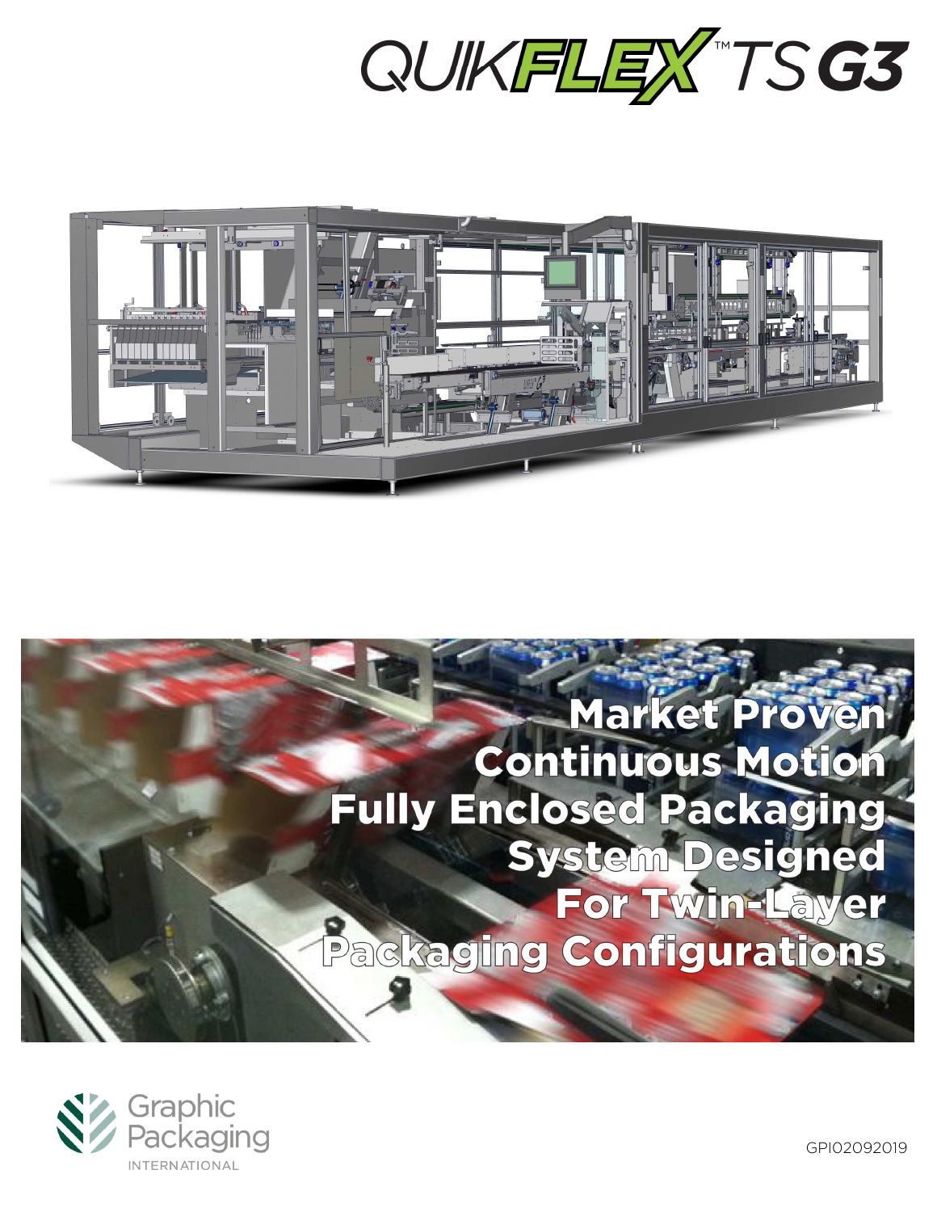# QUIKFLEX™ TS G3

## Market Proven Continuous Motion Fully Enclosed Packaging System Designed For Twin-Layer Packaging Configurations

Graphic Packaging INTERNATIONAL

GPI02092019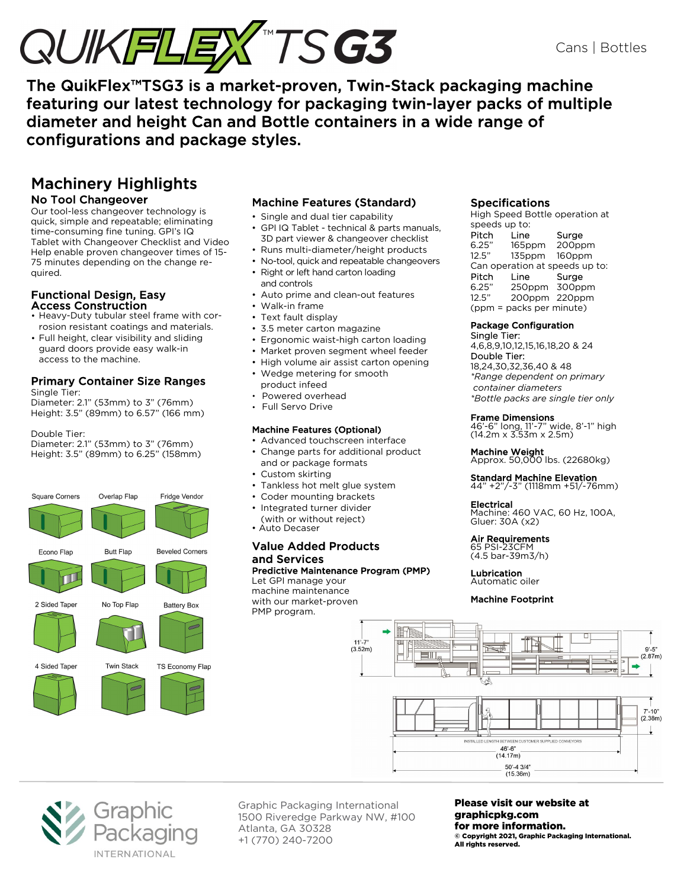# QUIKFLEX™ TS G3

Cans | Bottles

**The QuikFlex™TSG3 is a market-proven, Twin-Stack packaging machine featuring our latest technology for packaging twin-layer packs of multiple diameter and height Can and Bottle containers in a wide range of configurations and package styles.**

## Machinery Highlights

### No Tool Changeover

Our tool-less changeover technology is quick, simple and repeatable; eliminating time-consuming fine tuning. GPI's IQ Tablet with Changeover Checklist and Video Help enable proven changeover times of 15-75 minutes depending on the change required.

### Functional Design, Easy Access Construction

- Heavy-Duty tubular steel frame with corrosion resistant coatings and materials.
- Full height, clear visibility and sliding guard doors provide easy walk-in access to the machine.

### Primary Container Size Ranges

Single Tier:
Diameter: 2.1" (53mm) to 3" (76mm)
Height: 3.5" (89mm) to 6.57" (166 mm)

Double Tier:
Diameter: 2.1" (53mm) to 3" (76mm)
Height: 3.5" (89mm) to 6.25" (158mm)

Square Corners
Overlap Flap
Fridge Vendor
Econo Flap
Butt Flap
Beveled Corners
2 Sided Taper
No Top Flap
Battery Box
4 Sided Taper
Twin Stack
TS Economy Flap

### Machine Features (Standard)

- Single and dual tier capability
- GPI IQ Tablet - technical & parts manuals, 3D part viewer & changeover checklist
- Runs multi-diameter/height products
- No-tool, quick and repeatable changeovers
- Right or left hand carton loading and controls
- Auto prime and clean-out features
- Walk-in frame
- Text fault display
- 3.5 meter carton magazine
- Ergonomic waist-high carton loading
- Market proven segment wheel feeder
- High volume air assist carton opening
- Wedge metering for smooth product infeed
- Powered overhead
- Full Servo Drive

### Machine Features (Optional)

- Advanced touchscreen interface
- Change parts for additional product and or package formats
- Custom skirting
- Tankless hot melt glue system
- Coder mounting brackets
- Integrated turner divider (with or without reject)
- Auto Decaser

### Value Added Products and Services

**Predictive Maintenance Program (PMP)**
Let GPI manage your machine maintenance with our market-proven PMP program.

### Specifications

High Speed Bottle operation at speeds up to:

| Pitch | Line | Surge |
|---|---|---|
| 6.25" | 165ppm | 200ppm |
| 12.5" | 135ppm | 160ppm |

Can operation at speeds up to:

| Pitch | Line | Surge |
|---|---|---|
| 6.25" | 250ppm | 300ppm |
| 12.5" | 200ppm | 220ppm |

(ppm = packs per minute)

**Package Configuration**
Single Tier:
4,6,8,9,10,12,15,16,18,20 & 24
Double Tier:
18,24,30,32,36,40 & 48
*\*Range dependent on primary container diameters*
*\*Bottle packs are single tier only*

**Frame Dimensions**
46'-6" long, 11'-7" wide, 8'-1" high
(14.2m x 3.53m x 2.5m)

**Machine Weight**
Approx. 50,000 lbs. (22680kg)

**Standard Machine Elevation**
44" +2"/-3" (1118mm +51/-76mm)

**Electrical**
Machine: 460 VAC, 60 Hz, 100A,
Gluer: 30A (x2)

**Air Requirements**
65 PSI-23CFM
(4.5 bar-39m3/h)

**Lubrication**
Automatic oiler

**Machine Footprint**

11'-7" (3.52m)
9'-5" (2.87m)
7'-10" (2.38m)
INSTALLED LENGTH BETWEEN CUSTOMER SUPPLIED CONVEYORS
46'-6" (14.17m)
50'-4 3/4" (15.36m)

Graphic Packaging INTERNATIONAL

Graphic Packaging International
1500 Riveredge Parkway NW, #100
Atlanta, GA 30328
+1 (770) 240-7200

**Please visit our website at graphicpkg.com for more information.**
**© Copyright 2021, Graphic Packaging International. All rights reserved.**